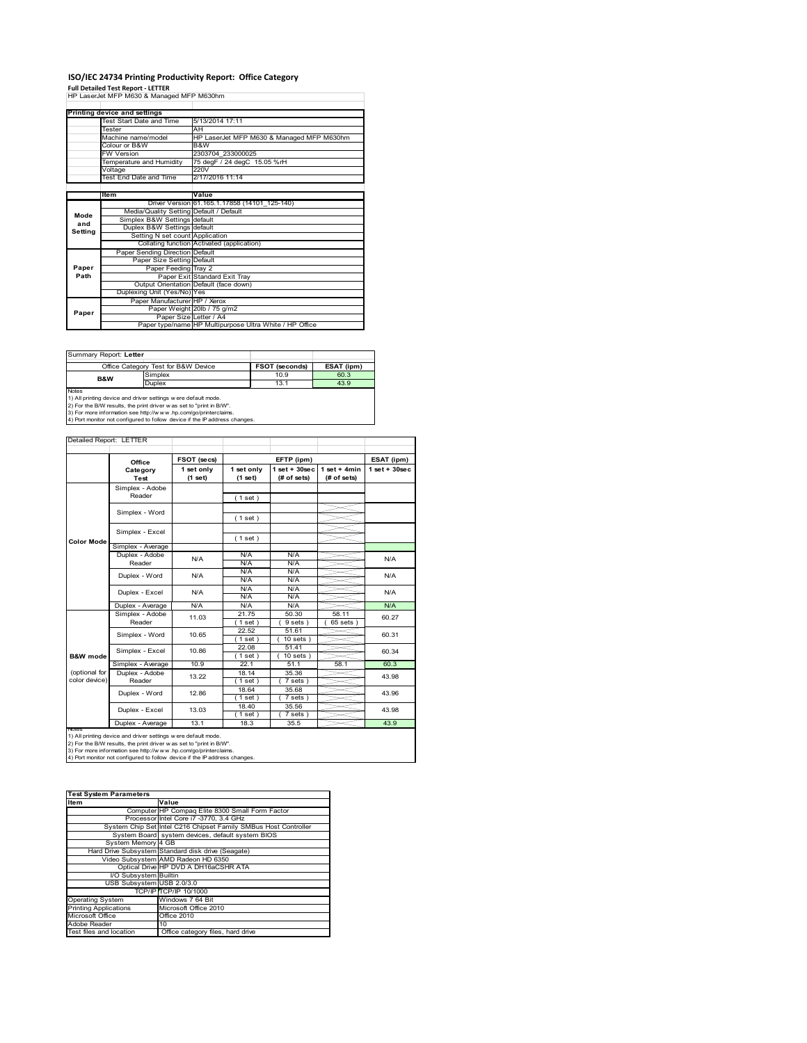# ISO/IEC 24734 Printing Productivity Report: Office Category

**Full Detailed Test Report - LETTER**

HP LaserJet MFP M630 & Managed MFP M630hm

| Printing device and settings | |
|---|---|
| Test Start Date and Time | 5/13/2014 17:11 |
| Tester | AH |
| Machine name/model | HP LaserJet MFP M630 & Managed MFP M630hm |
| Colour or B&W | B&W |
| FW Version | 2303704_233000025 |
| Temperature and Humidity | 75 degF / 24 degC 15.05 %rH |
| Voltage | 220V |
| Test End Date and Time | 2/17/2016 11:14 |

| | Item | Value |
|---|---|---|
| Mode and Setting | Driver Version | 61.165.1.17858 (14101_125-140) |
| | Media/Quality Setting | Default / Default |
| | Simplex B&W Settings | default |
| | Duplex B&W Settings | default |
| | Setting N set count | Application |
| | Collating function | Activated (application) |
| Paper Path | Paper Sending Direction | Default |
| | Paper Size Setting | Default |
| | Paper Feeding | Tray 2 |
| | Paper Exit | Standard Exit Tray |
| | Output Orientation | Default (face down) |
| | Duplexing Unit (Yes/No) | Yes |
| Paper | Paper Manufacturer | HP / Xerox |
| | Paper Weight | 20lb / 75 g/m2 |
| | Paper Size | Letter / A4 |
| | Paper type/name | HP Multipurpose Ultra White / HP Office |

Summary Report: **Letter**

| Office Category Test for B&W Device | | FSOT (seconds) | ESAT (ipm) |
|---|---|---|---|
| B&W | Simplex | 10.9 | 60.3 |
| | Duplex | 13.1 | 43.9 |

Notes
1) All printing device and driver settings were default mode.
2) For the B/W results, the print driver was set to "print in B/W".
3) For more information see http://www.hp.com/go/printerclaims.
4) Port monitor not configured to follow device if the IP address changes.

Detailed Report: LETTER

| | Office Category Test | FSOT (secs) 1 set only (1 set) | EFTP (ipm) 1 set only (1 set) | EFTP (ipm) 1 set + 30sec (# of sets) | EFTP (ipm) 1 set + 4min (# of sets) | ESAT (ipm) 1 set + 30sec |
|---|---|---|---|---|---|---|
| Color Mode | Simplex - Adobe Reader | | ( 1 set ) | | | |
| | Simplex - Word | | ( 1 set ) | | | |
| | Simplex - Excel | | ( 1 set ) | | | |
| | Simplex - Average | | | | | |
| | Duplex - Adobe Reader | N/A | N/A N/A | N/A N/A | | N/A |
| | Duplex - Word | N/A | N/A N/A | N/A N/A | | N/A |
| | Duplex - Excel | N/A | N/A N/A | N/A N/A | | N/A |
| | Duplex - Average | N/A | N/A | N/A | | N/A |
| B&W mode (optional for color device) | Simplex - Adobe Reader | 11.03 | 21.75 ( 1 set ) | 50.30 ( 9 sets ) | 58.11 ( 65 sets ) | 60.27 |
| | Simplex - Word | 10.65 | 22.52 ( 1 set ) | 51.61 ( 10 sets ) | | 60.31 |
| | Simplex - Excel | 10.86 | 22.08 ( 1 set ) | 51.41 ( 10 sets ) | | 60.34 |
| | Simplex - Average | 10.9 | 22.1 | 51.1 | 58.1 | 60.3 |
| | Duplex - Adobe Reader | 13.22 | 18.14 ( 1 set ) | 35.36 ( 7 sets ) | | 43.98 |
| | Duplex - Word | 12.86 | 18.64 ( 1 set ) | 35.68 ( 7 sets ) | | 43.96 |
| | Duplex - Excel | 13.03 | 18.40 ( 1 set ) | 35.56 ( 7 sets ) | | 43.98 |
| | Duplex - Average | 13.1 | 18.3 | 35.5 | | 43.9 |

Notes
1) All printing device and driver settings were default mode.
2) For the B/W results, the print driver was set to "print in B/W".
3) For more information see http://www.hp.com/go/printerclaims.
4) Port monitor not configured to follow device if the IP address changes.

| Test System Parameters | |
|---|---|
| **Item** | **Value** |
| Computer | HP Compaq Elite 8300 Small Form Factor |
| Processor | Intel Core i7 -3770, 3.4 GHz |
| System Chip Set | Intel C216 Chipset Family SMBus Host Controller |
| System Board | system devices, default system BIOS |
| System Memory | 4 GB |
| Hard Drive Subsystem | Standard disk drive (Seagate) |
| Video Subsystem | AMD Radeon HD 6350 |
| Optical Drive | HP DVD A DH16aCSHR ATA |
| I/O Subsystem | Builtin |
| USB Subsystem | USB 2.0/3.0 |
| TCP/IP | TCP/IP 10/1000 |
| Operating System | Windows 7 64 Bit |
| Printing Applications | Microsoft Office 2010 |
| Microsoft Office | Office 2010 |
| Adobe Reader | 10 |
| Test files and location | Office category files, hard drive |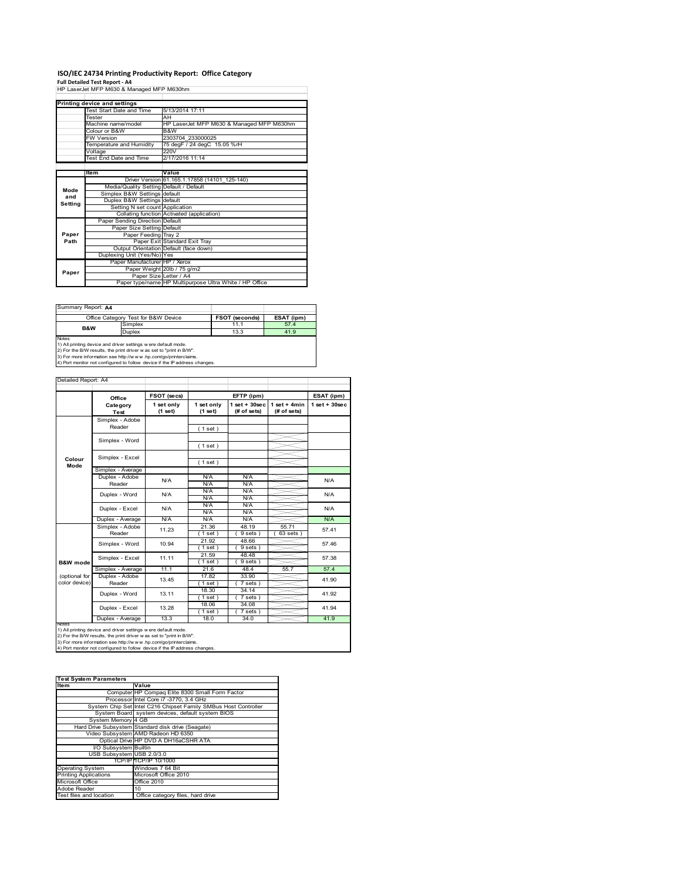# ISO/IEC 24734 Printing Productivity Report: Office Category

**Full Detailed Test Report - A4**

HP LaserJet MFP M630 & Managed MFP M630hm

| Printing device and settings | |
|---|---|
| Test Start Date and Time | 5/13/2014 17:11 |
| Tester | AH |
| Machine name/model | HP LaserJet MFP M630 & Managed MFP M630hm |
| Colour or B&W | B&W |
| FW Version | 2303704_233000025 |
| Temperature and Humidity | 75 degF / 24 degC 15.05 %rH |
| Voltage | 220V |
| Test End Date and Time | 2/17/2016 11:14 |

| | Item | Value |
|---|---|---|
| Mode and Setting | Driver Version | 61.165.1.17858 (14101_125-140) |
| | Media/Quality Setting | Default / Default |
| | Simplex B&W Settings | default |
| | Duplex B&W Settings | default |
| | Setting N set count | Application |
| | Collating function | Activated (application) |
| Paper Path | Paper Sending Direction | Default |
| | Paper Size Setting | Default |
| | Paper Feeding | Tray 2 |
| | Paper Exit | Standard Exit Tray |
| | Output Orientation | Default (face down) |
| | Duplexing Unit (Yes/No) | Yes |
| Paper | Paper Manufacturer | HP / Xerox |
| | Paper Weight | 20lb / 75 g/m2 |
| | Paper Size | Letter / A4 |
| | Paper type/name | HP Multipurpose Ultra White / HP Office |

Summary Report: **A4**

| Office Category Test for B&W Device | | FSOT (seconds) | ESAT (ipm) |
|---|---|---|---|
| B&W | Simplex | 11.1 | 57.4 |
| | Duplex | 13.3 | 41.9 |

Notes
1) All printing device and driver settings were default mode.
2) For the B/W results, the print driver was set to "print in B/W".
3) For more information see http://www.hp.com/go/printerclaims.
4) Port monitor not configured to follow device if the IP address changes.

Detailed Report: A4

| | Office Category Test | FSOT (secs) 1 set only (1 set) | EFTP (ipm) 1 set only (1 set) | EFTP (ipm) 1 set + 30sec (# of sets) | EFTP (ipm) 1 set + 4min (# of sets) | ESAT (ipm) 1 set + 30sec |
|---|---|---|---|---|---|---|
| Colour Mode | Simplex - Adobe Reader | | ( 1 set ) | | | |
| | Simplex - Word | | ( 1 set ) | | | |
| | Simplex - Excel | | ( 1 set ) | | | |
| | Simplex - Average | | | | | |
| | Duplex - Adobe Reader | N/A | N/A / N/A | N/A / N/A | | N/A |
| | Duplex - Word | N/A | N/A / N/A | N/A / N/A | | N/A |
| | Duplex - Excel | N/A | N/A / N/A | N/A / N/A | | N/A |
| | Duplex - Average | N/A | N/A | N/A | | N/A |
| B&W mode (optional for color device) | Simplex - Adobe Reader | 11.23 | 21.36 ( 1 set ) | 48.19 ( 9 sets ) | 55.71 ( 63 sets ) | 57.41 |
| | Simplex - Word | 10.94 | 21.92 ( 1 set ) | 48.66 ( 9 sets ) | | 57.46 |
| | Simplex - Excel | 11.11 | 21.59 ( 1 set ) | 48.48 ( 9 sets ) | | 57.38 |
| | Simplex - Average | 11.1 | 21.6 | 48.4 | 55.7 | 57.4 |
| | Duplex - Adobe Reader | 13.45 | 17.82 ( 1 set ) | 33.90 ( 7 sets ) | | 41.90 |
| | Duplex - Word | 13.11 | 18.30 ( 1 set ) | 34.14 ( 7 sets ) | | 41.92 |
| | Duplex - Excel | 13.28 | 18.06 ( 1 set ) | 34.08 ( 7 sets ) | | 41.94 |
| | Duplex - Average | 13.3 | 18.0 | 34.0 | | 41.9 |

Notes
1) All printing device and driver settings were default mode.
2) For the B/W results, the print driver was set to "print in B/W".
3) For more information see http://www.hp.com/go/printerclaims.
4) Port monitor not configured to follow device if the IP address changes.

| Test System Parameters | |
|---|---|
| **Item** | **Value** |
| Computer | HP Compaq Elite 8300 Small Form Factor |
| Processor | Intel Core i7 -3770, 3.4 GHz |
| System Chip Set | Intel C216 Chipset Family SMBus Host Controller |
| System Board | system devices, default system BIOS |
| System Memory | 4 GB |
| Hard Drive Subsystem | Standard disk drive (Seagate) |
| Video Subsystem | AMD Radeon HD 6350 |
| Optical Drive | HP DVD A DH16aCSHR ATA |
| I/O Subsystem | Builtin |
| USB Subsystem | USB 2.0/3.0 |
| TCP/IP | TCP/IP 10/1000 |
| Operating System | Windows 7 64 Bit |
| Printing Applications | Microsoft Office 2010 |
| Microsoft Office | Office 2010 |
| Adobe Reader | 10 |
| Test files and location | Office category files, hard drive |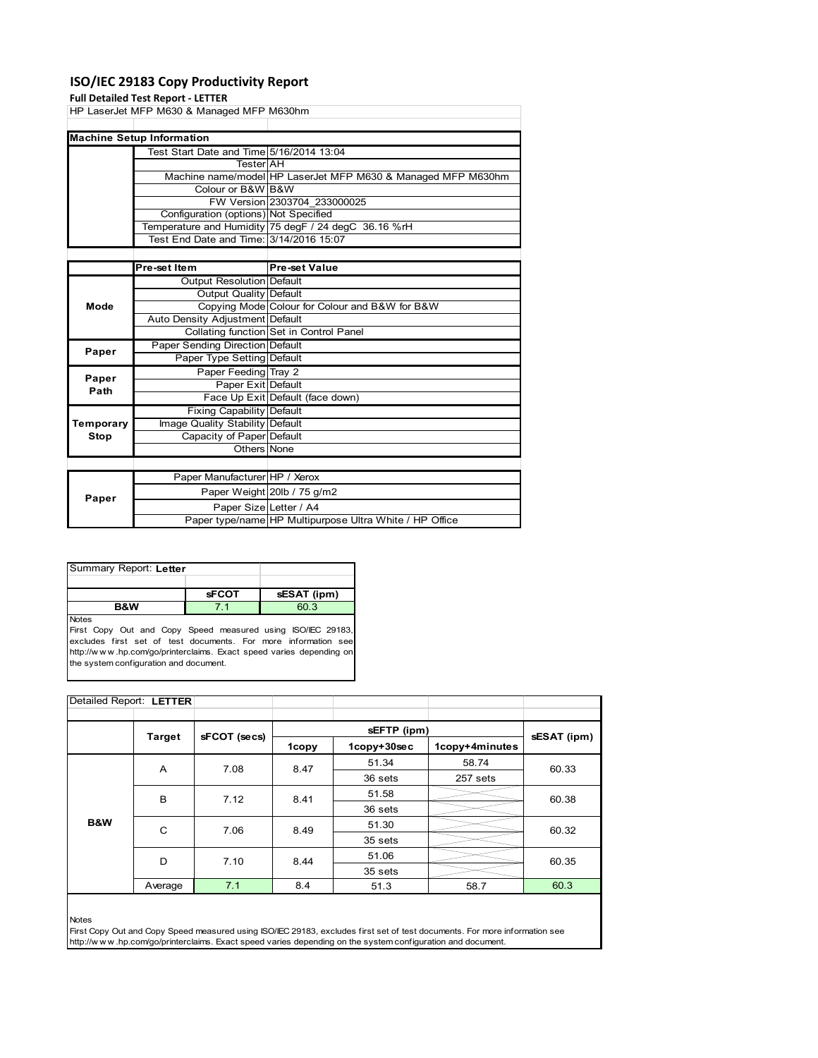# ISO/IEC 29183 Copy Productivity Report

**Full Detailed Test Report - LETTER**

HP LaserJet MFP M630 & Managed MFP M630hm

| Machine Setup Information | | |
|---|---|---|
| | Test Start Date and Time | 5/16/2014 13:04 |
| | Tester | AH |
| | Machine name/model | HP LaserJet MFP M630 & Managed MFP M630hm |
| | Colour or B&W | B&W |
| | FW Version | 2303704_233000025 |
| | Configuration (options) | Not Specified |
| | Temperature and Humidity | 75 degF / 24 degC 36.16 %rH |
| | Test End Date and Time: | 3/14/2016 15:07 |

| | Pre-set Item | Pre-set Value |
|---|---|---|
| Mode | Output Resolution | Default |
| | Output Quality | Default |
| | Copying Mode | Colour for Colour and B&W for B&W |
| | Auto Density Adjustment | Default |
| | Collating function | Set in Control Panel |
| Paper | Paper Sending Direction | Default |
| | Paper Type Setting | Default |
| Paper Path | Paper Feeding | Tray 2 |
| | Paper Exit | Default |
| | Face Up Exit | Default (face down) |
| Temporary Stop | Fixing Capability | Default |
| | Image Quality Stability | Default |
| | Capacity of Paper | Default |
| | Others | None |

| | | |
|---|---|---|
| Paper | Paper Manufacturer | HP / Xerox |
| | Paper Weight | 20lb / 75 g/m2 |
| | Paper Size | Letter / A4 |
| | Paper type/name | HP Multipurpose Ultra White / HP Office |

Summary Report: **Letter**

| | sFCOT | sESAT (ipm) |
|---|---|---|
| B&W | 7.1 | 60.3 |

Notes

First Copy Out and Copy Speed measured using ISO/IEC 29183, excludes first set of test documents. For more information see http://www.hp.com/go/printerclaims. Exact speed varies depending on the system configuration and document.

Detailed Report: **LETTER**

| | Target | sFCOT (secs) | sEFTP (ipm) | | | sESAT (ipm) |
|---|---|---|---|---|---|---|
| | | | 1copy | 1copy+30sec | 1copy+4minutes | |
| B&W | A | 7.08 | 8.47 | 51.34 | 58.74 | 60.33 |
| | | | | 36 sets | 257 sets | |
| | B | 7.12 | 8.41 | 51.58 | | 60.38 |
| | | | | 36 sets | | |
| | C | 7.06 | 8.49 | 51.30 | | 60.32 |
| | | | | 35 sets | | |
| | D | 7.10 | 8.44 | 51.06 | | 60.35 |
| | | | | 35 sets | | |
| | Average | 7.1 | 8.4 | 51.3 | 58.7 | 60.3 |

Notes

First Copy Out and Copy Speed measured using ISO/IEC 29183, excludes first set of test documents. For more information see http://www.hp.com/go/printerclaims. Exact speed varies depending on the system configuration and document.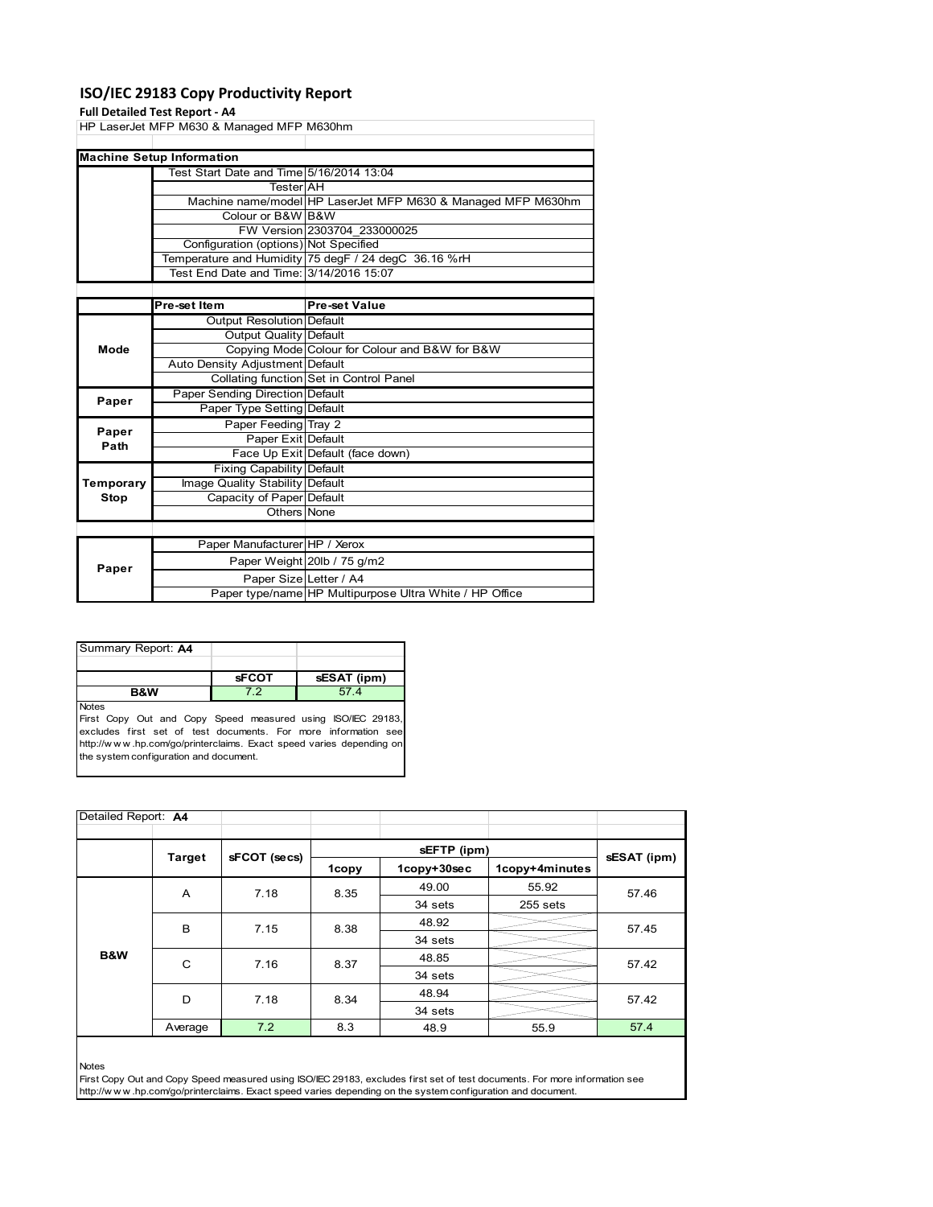# ISO/IEC 29183 Copy Productivity Report

**Full Detailed Test Report - A4**

HP LaserJet MFP M630 & Managed MFP M630hm

| Machine Setup Information | | |
|---|---|---|
| | Test Start Date and Time | 5/16/2014 13:04 |
| | Tester | AH |
| | Machine name/model | HP LaserJet MFP M630 & Managed MFP M630hm |
| | Colour or B&W | B&W |
| | FW Version | 2303704_233000025 |
| | Configuration (options) | Not Specified |
| | Temperature and Humidity | 75 degF / 24 degC 36.16 %rH |
| | Test End Date and Time: | 3/14/2016 15:07 |

| | Pre-set Item | Pre-set Value |
|---|---|---|
| Mode | Output Resolution | Default |
| | Output Quality | Default |
| | Copying Mode | Colour for Colour and B&W for B&W |
| | Auto Density Adjustment | Default |
| | Collating function | Set in Control Panel |
| Paper | Paper Sending Direction | Default |
| | Paper Type Setting | Default |
| Paper Path | Paper Feeding | Tray 2 |
| | Paper Exit | Default |
| | Face Up Exit | Default (face down) |
| Temporary Stop | Fixing Capability | Default |
| | Image Quality Stability | Default |
| | Capacity of Paper | Default |
| | Others | None |

| | | |
|---|---|---|
| Paper | Paper Manufacturer | HP / Xerox |
| | Paper Weight | 20lb / 75 g/m2 |
| | Paper Size | Letter / A4 |
| | Paper type/name | HP Multipurpose Ultra White / HP Office |

| Summary Report: **A4** | | |
|---|---|---|
| | **sFCOT** | **sESAT (ipm)** |
| **B&W** | 7.2 | 57.4 |

Notes

First Copy Out and Copy Speed measured using ISO/IEC 29183, excludes first set of test documents. For more information see http://www.hp.com/go/printerclaims. Exact speed varies depending on the system configuration and document.

Detailed Report: **A4**

| | Target | sFCOT (secs) | sEFTP (ipm) | | | sESAT (ipm) |
|---|---|---|---|---|---|---|
| | | | 1copy | 1copy+30sec | 1copy+4minutes | |
| B&W | A | 7.18 | 8.35 | 49.00 | 55.92 | 57.46 |
| | | | | 34 sets | 255 sets | |
| | B | 7.15 | 8.38 | 48.92 | | 57.45 |
| | | | | 34 sets | | |
| | C | 7.16 | 8.37 | 48.85 | | 57.42 |
| | | | | 34 sets | | |
| | D | 7.18 | 8.34 | 48.94 | | 57.42 |
| | | | | 34 sets | | |
| | Average | 7.2 | 8.3 | 48.9 | 55.9 | 57.4 |

Notes

First Copy Out and Copy Speed measured using ISO/IEC 29183, excludes first set of test documents. For more information see http://www.hp.com/go/printerclaims. Exact speed varies depending on the system configuration and document.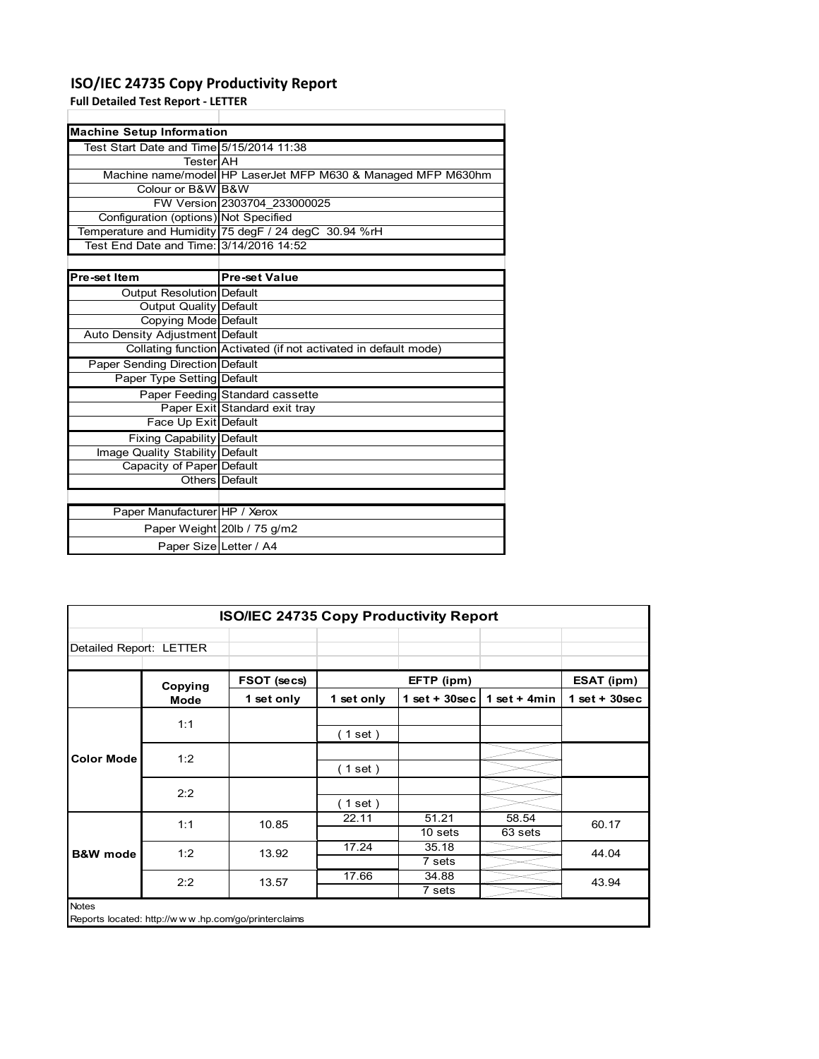# ISO/IEC 24735 Copy Productivity Report

**Full Detailed Test Report - LETTER**

| Machine Setup Information | |
|---|---|
| Test Start Date and Time | 5/15/2014 11:38 |
| Tester | AH |
| Machine name/model | HP LaserJet MFP M630 & Managed MFP M630hm |
| Colour or B&W | B&W |
| FW Version | 2303704_233000025 |
| Configuration (options) | Not Specified |
| Temperature and Humidity | 75 degF / 24 degC 30.94 %rH |
| Test End Date and Time: | 3/14/2016 14:52 |

| Pre-set Item | Pre-set Value |
|---|---|
| Output Resolution | Default |
| Output Quality | Default |
| Copying Mode | Default |
| Auto Density Adjustment | Default |
| Collating function | Activated (if not activated in default mode) |
| Paper Sending Direction | Default |
| Paper Type Setting | Default |
| Paper Feeding | Standard cassette |
| Paper Exit | Standard exit tray |
| Face Up Exit | Default |
| Fixing Capability | Default |
| Image Quality Stability | Default |
| Capacity of Paper | Default |
| Others | Default |

| | |
|---|---|
| Paper Manufacturer | HP / Xerox |
| Paper Weight | 20lb / 75 g/m2 |
| Paper Size | Letter / A4 |

## ISO/IEC 24735 Copy Productivity Report

Detailed Report: LETTER

| | Copying Mode | FSOT (secs) | EFTP (ipm) | | | ESAT (ipm) |
|---|---|---|---|---|---|---|
| | | 1 set only | 1 set only | 1 set + 30sec | 1 set + 4min | 1 set + 30sec |
| Color Mode | 1:1 | | ( 1 set ) | | | |
| | 1:2 | | ( 1 set ) | | | |
| | 2:2 | | ( 1 set ) | | | |
| B&W mode | 1:1 | 10.85 | 22.11 | 51.21<br>10 sets | 58.54<br>63 sets | 60.17 |
| | 1:2 | 13.92 | 17.24 | 35.18<br>7 sets | | 44.04 |
| | 2:2 | 13.57 | 17.66 | 34.88<br>7 sets | | 43.94 |

Notes

Reports located: http://w w w .hp.com/go/printerclaims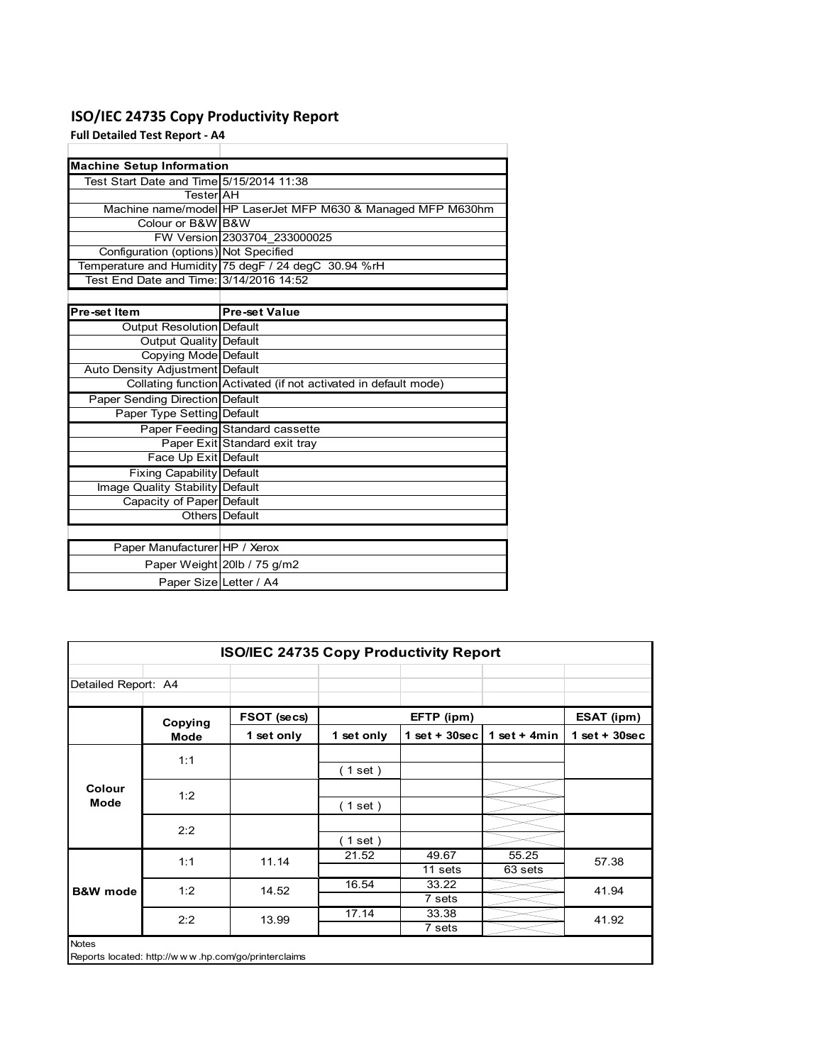# ISO/IEC 24735 Copy Productivity Report

**Full Detailed Test Report - A4**

| Machine Setup Information | |
|---|---|
| Test Start Date and Time | 5/15/2014 11:38 |
| Tester | AH |
| Machine name/model | HP LaserJet MFP M630 & Managed MFP M630hm |
| Colour or B&W | B&W |
| FW Version | 2303704_233000025 |
| Configuration (options) | Not Specified |
| Temperature and Humidity | 75 degF / 24 degC 30.94 %rH |
| Test End Date and Time: | 3/14/2016 14:52 |

| Pre-set Item | Pre-set Value |
|---|---|
| Output Resolution | Default |
| Output Quality | Default |
| Copying Mode | Default |
| Auto Density Adjustment | Default |
| Collating function | Activated (if not activated in default mode) |
| Paper Sending Direction | Default |
| Paper Type Setting | Default |
| Paper Feeding | Standard cassette |
| Paper Exit | Standard exit tray |
| Face Up Exit | Default |
| Fixing Capability | Default |
| Image Quality Stability | Default |
| Capacity of Paper | Default |
| Others | Default |

| | |
|---|---|
| Paper Manufacturer | HP / Xerox |
| Paper Weight | 20lb / 75 g/m2 |
| Paper Size | Letter / A4 |

**ISO/IEC 24735 Copy Productivity Report**

Detailed Report: A4

| | Copying Mode | FSOT (secs) | EFTP (ipm) | | | ESAT (ipm) |
|---|---|---|---|---|---|---|
| | | 1 set only | 1 set only | 1 set + 30sec | 1 set + 4min | 1 set + 30sec |
| Colour Mode | 1:1 | | ( 1 set ) | | | |
| | 1:2 | | ( 1 set ) | | | |
| | 2:2 | | ( 1 set ) | | | |
| B&W mode | 1:1 | 11.14 | 21.52 | 49.67<br>11 sets | 55.25<br>63 sets | 57.38 |
| | 1:2 | 14.52 | 16.54 | 33.22<br>7 sets | | 41.94 |
| | 2:2 | 13.99 | 17.14 | 33.38<br>7 sets | | 41.92 |

Notes

Reports located: http://w w w .hp.com/go/printerclaims